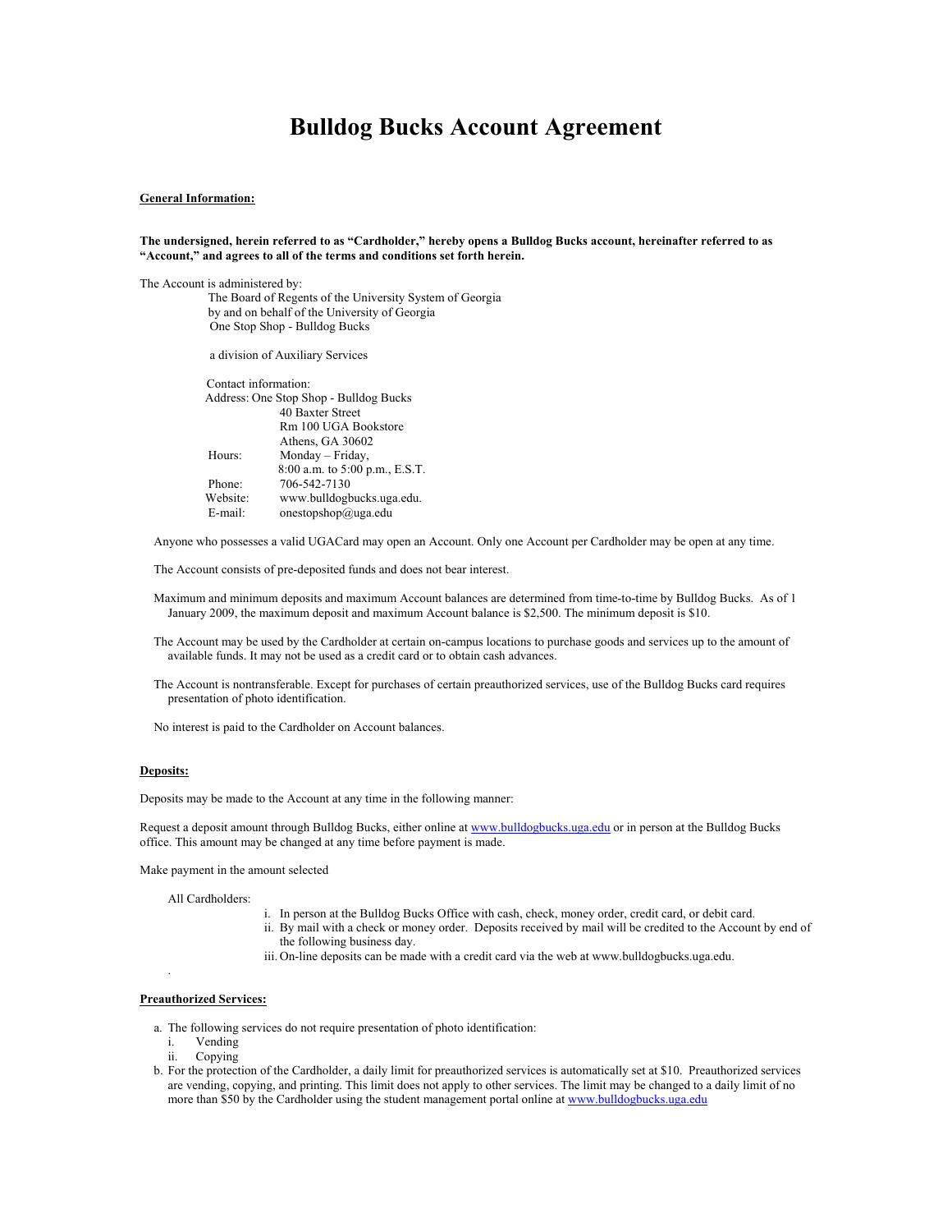# Bulldog Bucks Account Agreement

**General Information:**

**The undersigned, herein referred to as "Cardholder," hereby opens a Bulldog Bucks account, hereinafter referred to as "Account," and agrees to all of the terms and conditions set forth herein.**

The Account is administered by:

The Board of Regents of the University System of Georgia
by and on behalf of the University of Georgia
One Stop Shop - Bulldog Bucks

a division of Auxiliary Services

Contact information:

Address: One Stop Shop - Bulldog Bucks
40 Baxter Street
Rm 100 UGA Bookstore
Athens, GA 30602

Hours: Monday – Friday,
8:00 a.m. to 5:00 p.m., E.S.T.

Phone: 706-542-7130

Website: www.bulldogbucks.uga.edu.

E-mail: onestopshop@uga.edu

Anyone who possesses a valid UGACard may open an Account. Only one Account per Cardholder may be open at any time.

The Account consists of pre-deposited funds and does not bear interest.

Maximum and minimum deposits and maximum Account balances are determined from time-to-time by Bulldog Bucks. As of 1 January 2009, the maximum deposit and maximum Account balance is $2,500. The minimum deposit is $10.

The Account may be used by the Cardholder at certain on-campus locations to purchase goods and services up to the amount of available funds. It may not be used as a credit card or to obtain cash advances.

The Account is nontransferable. Except for purchases of certain preauthorized services, use of the Bulldog Bucks card requires presentation of photo identification.

No interest is paid to the Cardholder on Account balances.

**Deposits:**

Deposits may be made to the Account at any time in the following manner:

Request a deposit amount through Bulldog Bucks, either online at www.bulldogbucks.uga.edu or in person at the Bulldog Bucks office. This amount may be changed at any time before payment is made.

Make payment in the amount selected

All Cardholders:

i. In person at the Bulldog Bucks Office with cash, check, money order, credit card, or debit card.
ii. By mail with a check or money order. Deposits received by mail will be credited to the Account by end of the following business day.
iii. On-line deposits can be made with a credit card via the web at www.bulldogbucks.uga.edu.

**Preauthorized Services:**

a. The following services do not require presentation of photo identification:
   i. Vending
   ii. Copying
b. For the protection of the Cardholder, a daily limit for preauthorized services is automatically set at $10. Preauthorized services are vending, copying, and printing. This limit does not apply to other services. The limit may be changed to a daily limit of no more than $50 by the Cardholder using the student management portal online at www.bulldogbucks.uga.edu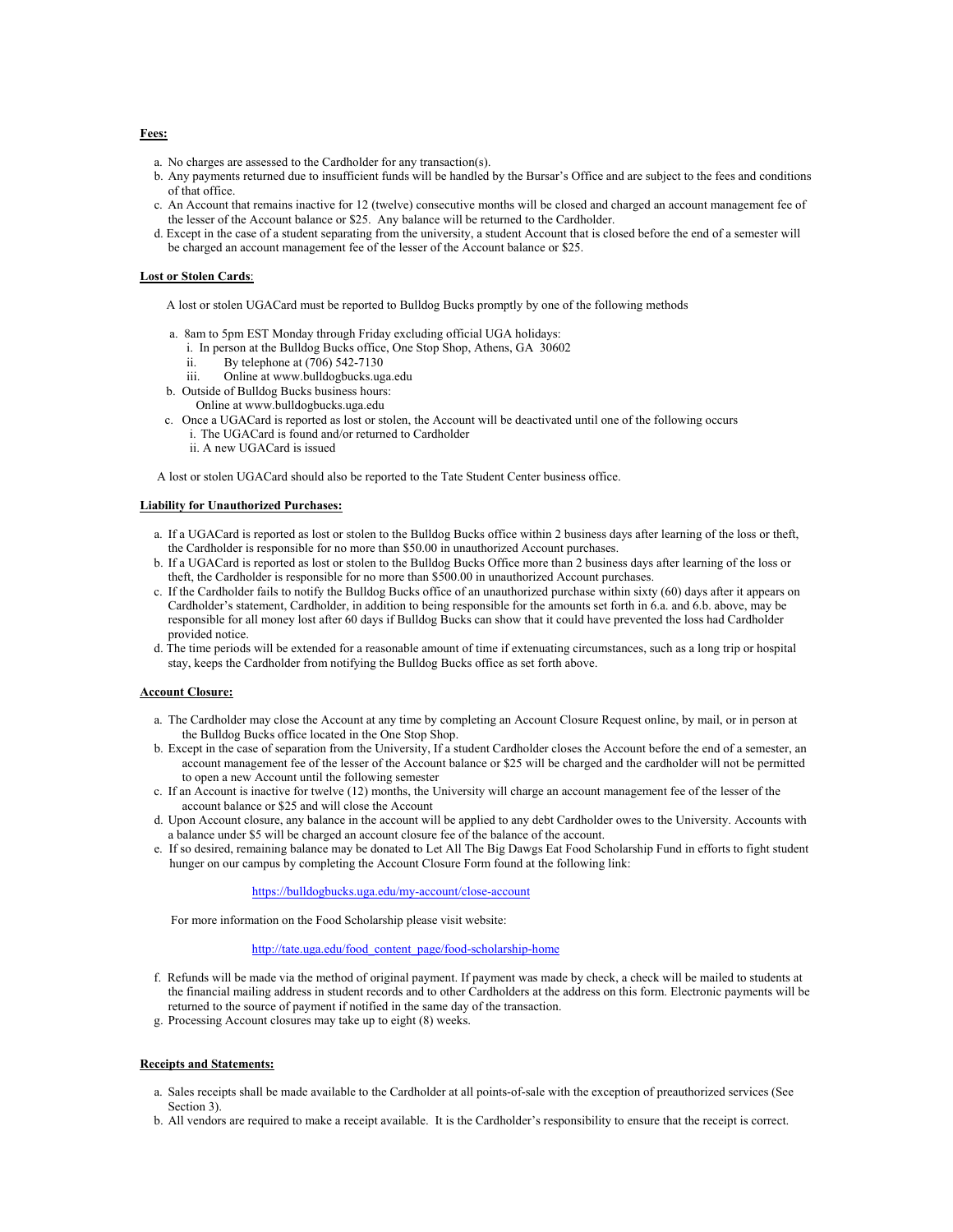**Fees:**

a. No charges are assessed to the Cardholder for any transaction(s).
b. Any payments returned due to insufficient funds will be handled by the Bursar's Office and are subject to the fees and conditions of that office.
c. An Account that remains inactive for 12 (twelve) consecutive months will be closed and charged an account management fee of the lesser of the Account balance or $25. Any balance will be returned to the Cardholder.
d. Except in the case of a student separating from the university, a student Account that is closed before the end of a semester will be charged an account management fee of the lesser of the Account balance or $25.

**Lost or Stolen Cards**:

A lost or stolen UGACard must be reported to Bulldog Bucks promptly by one of the following methods

a. 8am to 5pm EST Monday through Friday excluding official UGA holidays:
   i. In person at the Bulldog Bucks office, One Stop Shop, Athens, GA 30602
   ii. By telephone at (706) 542-7130
   iii. Online at www.bulldogbucks.uga.edu
b. Outside of Bulldog Bucks business hours:
   Online at www.bulldogbucks.uga.edu
c. Once a UGACard is reported as lost or stolen, the Account will be deactivated until one of the following occurs
   i. The UGACard is found and/or returned to Cardholder
   ii. A new UGACard is issued

A lost or stolen UGACard should also be reported to the Tate Student Center business office.

**Liability for Unauthorized Purchases:**

a. If a UGACard is reported as lost or stolen to the Bulldog Bucks office within 2 business days after learning of the loss or theft, the Cardholder is responsible for no more than $50.00 in unauthorized Account purchases.
b. If a UGACard is reported as lost or stolen to the Bulldog Bucks Office more than 2 business days after learning of the loss or theft, the Cardholder is responsible for no more than $500.00 in unauthorized Account purchases.
c. If the Cardholder fails to notify the Bulldog Bucks office of an unauthorized purchase within sixty (60) days after it appears on Cardholder's statement, Cardholder, in addition to being responsible for the amounts set forth in 6.a. and 6.b. above, may be responsible for all money lost after 60 days if Bulldog Bucks can show that it could have prevented the loss had Cardholder provided notice.
d. The time periods will be extended for a reasonable amount of time if extenuating circumstances, such as a long trip or hospital stay, keeps the Cardholder from notifying the Bulldog Bucks office as set forth above.

**Account Closure:**

a. The Cardholder may close the Account at any time by completing an Account Closure Request online, by mail, or in person at the Bulldog Bucks office located in the One Stop Shop.
b. Except in the case of separation from the University, If a student Cardholder closes the Account before the end of a semester, an account management fee of the lesser of the Account balance or $25 will be charged and the cardholder will not be permitted to open a new Account until the following semester
c. If an Account is inactive for twelve (12) months, the University will charge an account management fee of the lesser of the account balance or $25 and will close the Account
d. Upon Account closure, any balance in the account will be applied to any debt Cardholder owes to the University. Accounts with a balance under $5 will be charged an account closure fee of the balance of the account.
e. If so desired, remaining balance may be donated to Let All The Big Dawgs Eat Food Scholarship Fund in efforts to fight student hunger on our campus by completing the Account Closure Form found at the following link:

   https://bulldogbucks.uga.edu/my-account/close-account

   For more information on the Food Scholarship please visit website:

   http://tate.uga.edu/food_content_page/food-scholarship-home

f. Refunds will be made via the method of original payment. If payment was made by check, a check will be mailed to students at the financial mailing address in student records and to other Cardholders at the address on this form. Electronic payments will be returned to the source of payment if notified in the same day of the transaction.
g. Processing Account closures may take up to eight (8) weeks.

**Receipts and Statements:**

a. Sales receipts shall be made available to the Cardholder at all points-of-sale with the exception of preauthorized services (See Section 3).
b. All vendors are required to make a receipt available. It is the Cardholder's responsibility to ensure that the receipt is correct.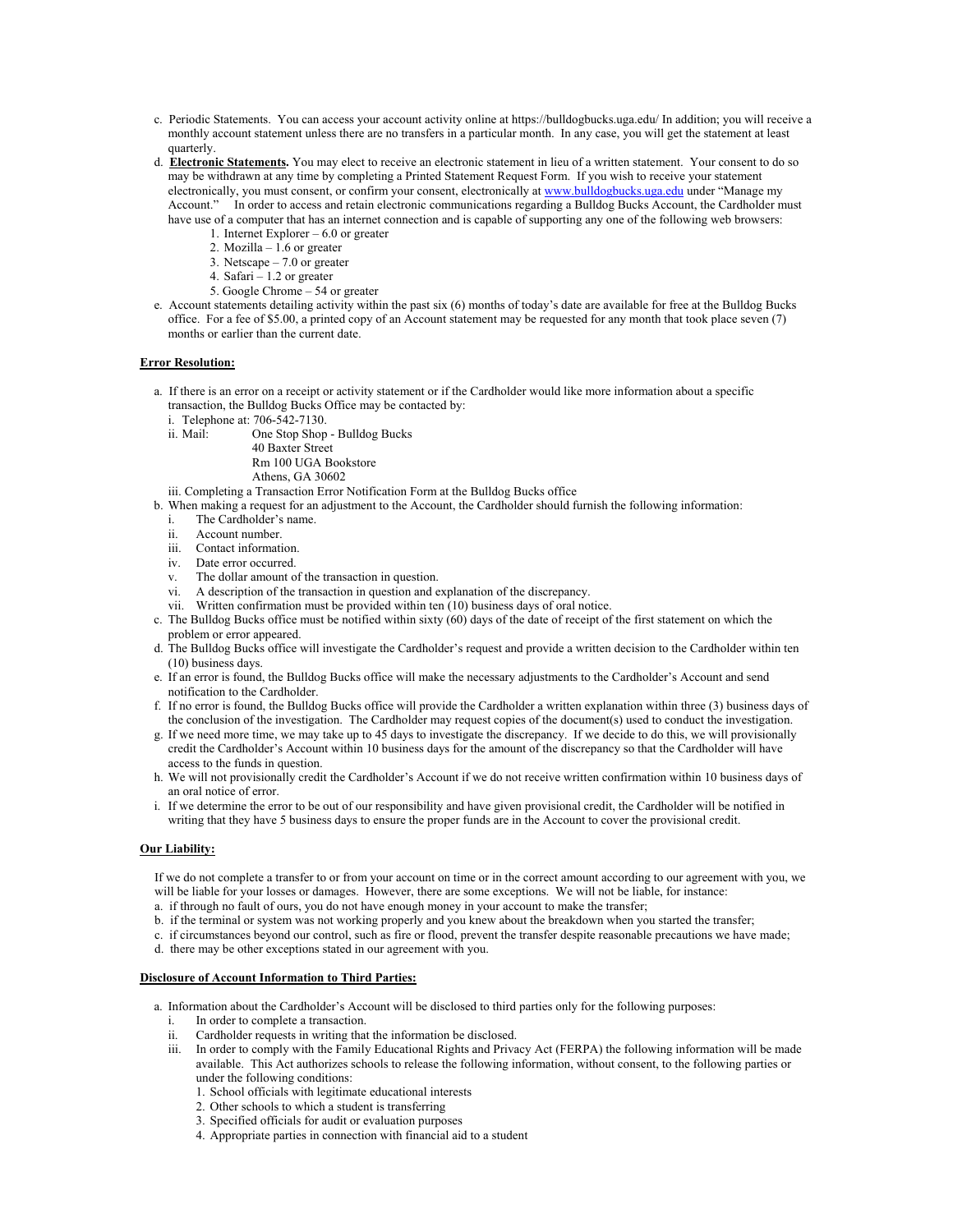c. Periodic Statements. You can access your account activity online at https://bulldogbucks.uga.edu/ In addition; you will receive a monthly account statement unless there are no transfers in a particular month. In any case, you will get the statement at least quarterly.

d. **Electronic Statements.** You may elect to receive an electronic statement in lieu of a written statement. Your consent to do so may be withdrawn at any time by completing a Printed Statement Request Form. If you wish to receive your statement electronically, you must consent, or confirm your consent, electronically at www.bulldogbucks.uga.edu under "Manage my Account." In order to access and retain electronic communications regarding a Bulldog Bucks Account, the Cardholder must have use of a computer that has an internet connection and is capable of supporting any one of the following web browsers:
   1. Internet Explorer – 6.0 or greater
   2. Mozilla – 1.6 or greater
   3. Netscape – 7.0 or greater
   4. Safari – 1.2 or greater
   5. Google Chrome – 54 or greater

e. Account statements detailing activity within the past six (6) months of today's date are available for free at the Bulldog Bucks office. For a fee of $5.00, a printed copy of an Account statement may be requested for any month that took place seven (7) months or earlier than the current date.

**Error Resolution:**

a. If there is an error on a receipt or activity statement or if the Cardholder would like more information about a specific transaction, the Bulldog Bucks Office may be contacted by:
   i. Telephone at: 706-542-7130.
   ii. Mail: One Stop Shop - Bulldog Bucks
   40 Baxter Street
   Rm 100 UGA Bookstore
   Athens, GA 30602
   iii. Completing a Transaction Error Notification Form at the Bulldog Bucks office

b. When making a request for an adjustment to the Account, the Cardholder should furnish the following information:
   i. The Cardholder's name.
   ii. Account number.
   iii. Contact information.
   iv. Date error occurred.
   v. The dollar amount of the transaction in question.
   vi. A description of the transaction in question and explanation of the discrepancy.
   vii. Written confirmation must be provided within ten (10) business days of oral notice.

c. The Bulldog Bucks office must be notified within sixty (60) days of the date of receipt of the first statement on which the problem or error appeared.

d. The Bulldog Bucks office will investigate the Cardholder's request and provide a written decision to the Cardholder within ten (10) business days.

e. If an error is found, the Bulldog Bucks office will make the necessary adjustments to the Cardholder's Account and send notification to the Cardholder.

f. If no error is found, the Bulldog Bucks office will provide the Cardholder a written explanation within three (3) business days of the conclusion of the investigation. The Cardholder may request copies of the document(s) used to conduct the investigation.

g. If we need more time, we may take up to 45 days to investigate the discrepancy. If we decide to do this, we will provisionally credit the Cardholder's Account within 10 business days for the amount of the discrepancy so that the Cardholder will have access to the funds in question.

h. We will not provisionally credit the Cardholder's Account if we do not receive written confirmation within 10 business days of an oral notice of error.

i. If we determine the error to be out of our responsibility and have given provisional credit, the Cardholder will be notified in writing that they have 5 business days to ensure the proper funds are in the Account to cover the provisional credit.

**Our Liability:**

If we do not complete a transfer to or from your account on time or in the correct amount according to our agreement with you, we will be liable for your losses or damages. However, there are some exceptions. We will not be liable, for instance:

a. if through no fault of ours, you do not have enough money in your account to make the transfer;

b. if the terminal or system was not working properly and you knew about the breakdown when you started the transfer;

c. if circumstances beyond our control, such as fire or flood, prevent the transfer despite reasonable precautions we have made;

d. there may be other exceptions stated in our agreement with you.

**Disclosure of Account Information to Third Parties:**

a. Information about the Cardholder's Account will be disclosed to third parties only for the following purposes:
   i. In order to complete a transaction.
   ii. Cardholder requests in writing that the information be disclosed.
   iii. In order to comply with the Family Educational Rights and Privacy Act (FERPA) the following information will be made available. This Act authorizes schools to release the following information, without consent, to the following parties or under the following conditions:
      1. School officials with legitimate educational interests
      2. Other schools to which a student is transferring
      3. Specified officials for audit or evaluation purposes
      4. Appropriate parties in connection with financial aid to a student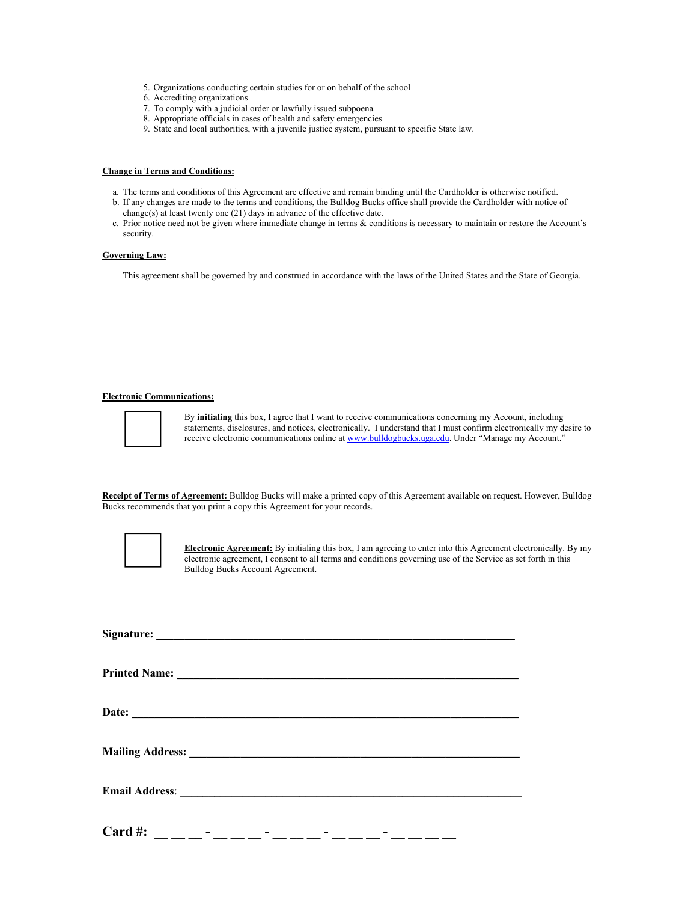5. Organizations conducting certain studies for or on behalf of the school
6. Accrediting organizations
7. To comply with a judicial order or lawfully issued subpoena
8. Appropriate officials in cases of health and safety emergencies
9. State and local authorities, with a juvenile justice system, pursuant to specific State law.

**Change in Terms and Conditions:**

a. The terms and conditions of this Agreement are effective and remain binding until the Cardholder is otherwise notified.
b. If any changes are made to the terms and conditions, the Bulldog Bucks office shall provide the Cardholder with notice of change(s) at least twenty one (21) days in advance of the effective date.
c. Prior notice need not be given where immediate change in terms & conditions is necessary to maintain or restore the Account's security.

**Governing Law:**

This agreement shall be governed by and construed in accordance with the laws of the United States and the State of Georgia.

**Electronic Communications:**

☐ By **initialing** this box, I agree that I want to receive communications concerning my Account, including statements, disclosures, and notices, electronically. I understand that I must confirm electronically my desire to receive electronic communications online at www.bulldogbucks.uga.edu. Under "Manage my Account."

**Receipt of Terms of Agreement:** Bulldog Bucks will make a printed copy of this Agreement available on request. However, Bulldog Bucks recommends that you print a copy this Agreement for your records.

☐ **Electronic Agreement:** By initialing this box, I am agreeing to enter into this Agreement electronically. By my electronic agreement, I consent to all terms and conditions governing use of the Service as set forth in this Bulldog Bucks Account Agreement.

**Signature:** ____________________________________________

**Printed Name:** ____________________________________________

**Date:** ____________________________________________

**Mailing Address:** ____________________________________________

**Email Address**: ____________________________________________

**Card #: _ _ _ - _ _ _ - _ _ _ - _ _ _ - _ _ _ _**